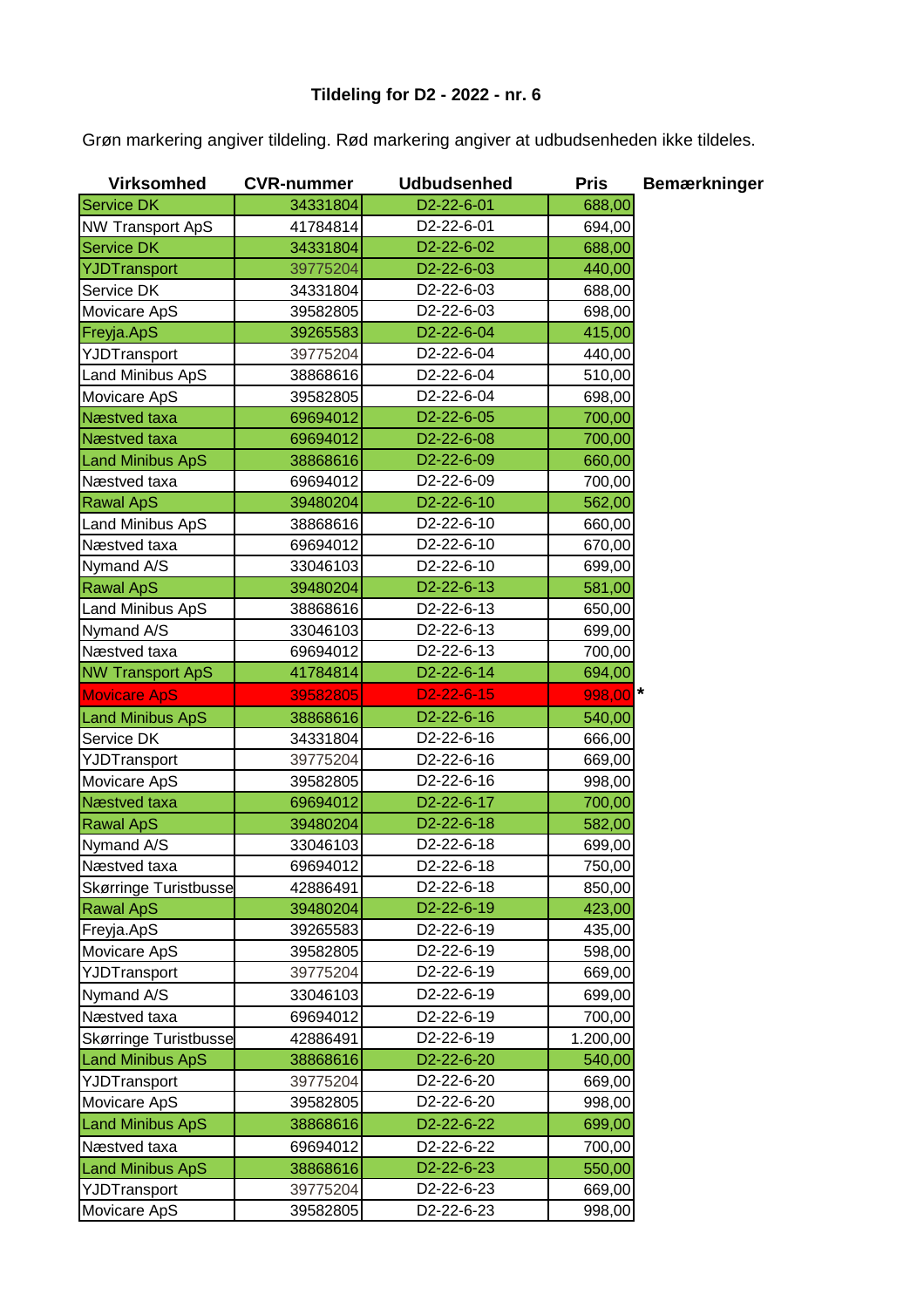# Tildeling for D2 - 2022 - nr. 6

Grøn markering angiver tildeling. Rød markering angiver at udbudsenheden ikke tildeles.

| Virksomhed | CVR-nummer | Udbudsenhed | Pris | Bemærkninger |
|---|---|---|---|---|
| Service DK | 34331804 | D2-22-6-01 | 688,00 | |
| NW Transport ApS | 41784814 | D2-22-6-01 | 694,00 | |
| Service DK | 34331804 | D2-22-6-02 | 688,00 | |
| YJDTransport | 39775204 | D2-22-6-03 | 440,00 | |
| Service DK | 34331804 | D2-22-6-03 | 688,00 | |
| Movicare ApS | 39582805 | D2-22-6-03 | 698,00 | |
| Freyja.ApS | 39265583 | D2-22-6-04 | 415,00 | |
| YJDTransport | 39775204 | D2-22-6-04 | 440,00 | |
| Land Minibus ApS | 38868616 | D2-22-6-04 | 510,00 | |
| Movicare ApS | 39582805 | D2-22-6-04 | 698,00 | |
| Næstved taxa | 69694012 | D2-22-6-05 | 700,00 | |
| Næstved taxa | 69694012 | D2-22-6-08 | 700,00 | |
| Land Minibus ApS | 38868616 | D2-22-6-09 | 660,00 | |
| Næstved taxa | 69694012 | D2-22-6-09 | 700,00 | |
| Rawal ApS | 39480204 | D2-22-6-10 | 562,00 | |
| Land Minibus ApS | 38868616 | D2-22-6-10 | 660,00 | |
| Næstved taxa | 69694012 | D2-22-6-10 | 670,00 | |
| Nymand A/S | 33046103 | D2-22-6-10 | 699,00 | |
| Rawal ApS | 39480204 | D2-22-6-13 | 581,00 | |
| Land Minibus ApS | 38868616 | D2-22-6-13 | 650,00 | |
| Nymand A/S | 33046103 | D2-22-6-13 | 699,00 | |
| Næstved taxa | 69694012 | D2-22-6-13 | 700,00 | |
| NW Transport ApS | 41784814 | D2-22-6-14 | 694,00 | |
| Movicare ApS | 39582805 | D2-22-6-15 | 998,00 | * |
| Land Minibus ApS | 38868616 | D2-22-6-16 | 540,00 | |
| Service DK | 34331804 | D2-22-6-16 | 666,00 | |
| YJDTransport | 39775204 | D2-22-6-16 | 669,00 | |
| Movicare ApS | 39582805 | D2-22-6-16 | 998,00 | |
| Næstved taxa | 69694012 | D2-22-6-17 | 700,00 | |
| Rawal ApS | 39480204 | D2-22-6-18 | 582,00 | |
| Nymand A/S | 33046103 | D2-22-6-18 | 699,00 | |
| Næstved taxa | 69694012 | D2-22-6-18 | 750,00 | |
| Skørringe Turistbusse | 42886491 | D2-22-6-18 | 850,00 | |
| Rawal ApS | 39480204 | D2-22-6-19 | 423,00 | |
| Freyja.ApS | 39265583 | D2-22-6-19 | 435,00 | |
| Movicare ApS | 39582805 | D2-22-6-19 | 598,00 | |
| YJDTransport | 39775204 | D2-22-6-19 | 669,00 | |
| Nymand A/S | 33046103 | D2-22-6-19 | 699,00 | |
| Næstved taxa | 69694012 | D2-22-6-19 | 700,00 | |
| Skørringe Turistbusse | 42886491 | D2-22-6-19 | 1.200,00 | |
| Land Minibus ApS | 38868616 | D2-22-6-20 | 540,00 | |
| YJDTransport | 39775204 | D2-22-6-20 | 669,00 | |
| Movicare ApS | 39582805 | D2-22-6-20 | 998,00 | |
| Land Minibus ApS | 38868616 | D2-22-6-22 | 699,00 | |
| Næstved taxa | 69694012 | D2-22-6-22 | 700,00 | |
| Land Minibus ApS | 38868616 | D2-22-6-23 | 550,00 | |
| YJDTransport | 39775204 | D2-22-6-23 | 669,00 | |
| Movicare ApS | 39582805 | D2-22-6-23 | 998,00 | |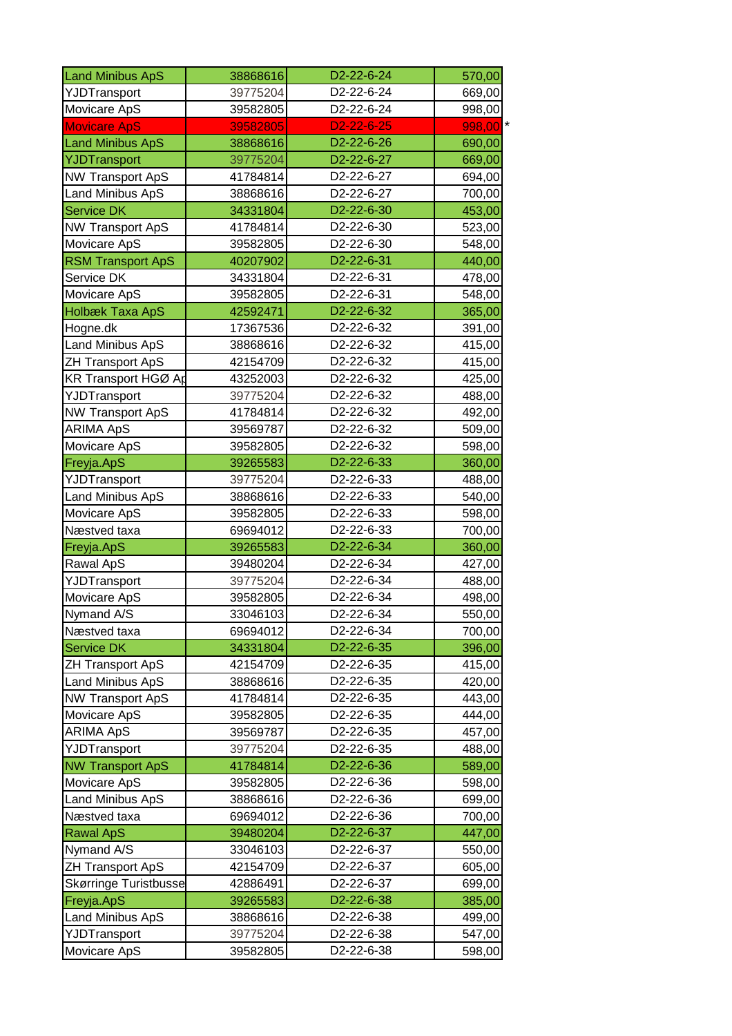| Land Minibus ApS | 38868616 | D2-22-6-24 | 570,00 |
|---|---|---|---|
| YJDTransport | 39775204 | D2-22-6-24 | 669,00 |
| Movicare ApS | 39582805 | D2-22-6-24 | 998,00 |
| Movicare ApS | 39582805 | D2-22-6-25 | 998,00 * |
| Land Minibus ApS | 38868616 | D2-22-6-26 | 690,00 |
| YJDTransport | 39775204 | D2-22-6-27 | 669,00 |
| NW Transport ApS | 41784814 | D2-22-6-27 | 694,00 |
| Land Minibus ApS | 38868616 | D2-22-6-27 | 700,00 |
| Service DK | 34331804 | D2-22-6-30 | 453,00 |
| NW Transport ApS | 41784814 | D2-22-6-30 | 523,00 |
| Movicare ApS | 39582805 | D2-22-6-30 | 548,00 |
| RSM Transport ApS | 40207902 | D2-22-6-31 | 440,00 |
| Service DK | 34331804 | D2-22-6-31 | 478,00 |
| Movicare ApS | 39582805 | D2-22-6-31 | 548,00 |
| Holbæk Taxa ApS | 42592471 | D2-22-6-32 | 365,00 |
| Hogne.dk | 17367536 | D2-22-6-32 | 391,00 |
| Land Minibus ApS | 38868616 | D2-22-6-32 | 415,00 |
| ZH Transport ApS | 42154709 | D2-22-6-32 | 415,00 |
| KR Transport HGØ Ap | 43252003 | D2-22-6-32 | 425,00 |
| YJDTransport | 39775204 | D2-22-6-32 | 488,00 |
| NW Transport ApS | 41784814 | D2-22-6-32 | 492,00 |
| ARIMA ApS | 39569787 | D2-22-6-32 | 509,00 |
| Movicare ApS | 39582805 | D2-22-6-32 | 598,00 |
| Freyja.ApS | 39265583 | D2-22-6-33 | 360,00 |
| YJDTransport | 39775204 | D2-22-6-33 | 488,00 |
| Land Minibus ApS | 38868616 | D2-22-6-33 | 540,00 |
| Movicare ApS | 39582805 | D2-22-6-33 | 598,00 |
| Næstved taxa | 69694012 | D2-22-6-33 | 700,00 |
| Freyja.ApS | 39265583 | D2-22-6-34 | 360,00 |
| Rawal ApS | 39480204 | D2-22-6-34 | 427,00 |
| YJDTransport | 39775204 | D2-22-6-34 | 488,00 |
| Movicare ApS | 39582805 | D2-22-6-34 | 498,00 |
| Nymand A/S | 33046103 | D2-22-6-34 | 550,00 |
| Næstved taxa | 69694012 | D2-22-6-34 | 700,00 |
| Service DK | 34331804 | D2-22-6-35 | 396,00 |
| ZH Transport ApS | 42154709 | D2-22-6-35 | 415,00 |
| Land Minibus ApS | 38868616 | D2-22-6-35 | 420,00 |
| NW Transport ApS | 41784814 | D2-22-6-35 | 443,00 |
| Movicare ApS | 39582805 | D2-22-6-35 | 444,00 |
| ARIMA ApS | 39569787 | D2-22-6-35 | 457,00 |
| YJDTransport | 39775204 | D2-22-6-35 | 488,00 |
| NW Transport ApS | 41784814 | D2-22-6-36 | 589,00 |
| Movicare ApS | 39582805 | D2-22-6-36 | 598,00 |
| Land Minibus ApS | 38868616 | D2-22-6-36 | 699,00 |
| Næstved taxa | 69694012 | D2-22-6-36 | 700,00 |
| Rawal ApS | 39480204 | D2-22-6-37 | 447,00 |
| Nymand A/S | 33046103 | D2-22-6-37 | 550,00 |
| ZH Transport ApS | 42154709 | D2-22-6-37 | 605,00 |
| Skørringe Turistbusse | 42886491 | D2-22-6-37 | 699,00 |
| Freyja.ApS | 39265583 | D2-22-6-38 | 385,00 |
| Land Minibus ApS | 38868616 | D2-22-6-38 | 499,00 |
| YJDTransport | 39775204 | D2-22-6-38 | 547,00 |
| Movicare ApS | 39582805 | D2-22-6-38 | 598,00 |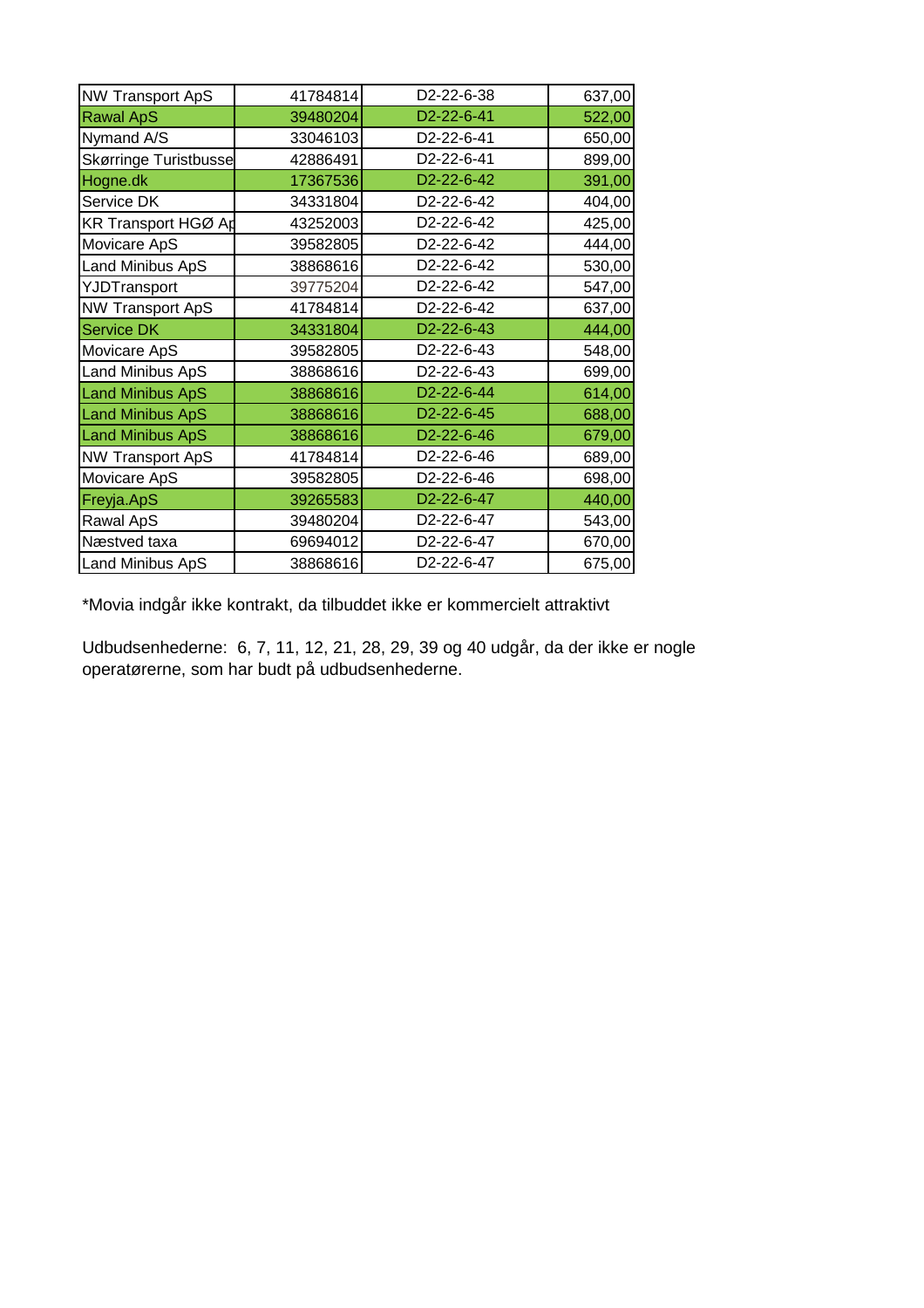| | | | |
|---|---|---|---|
| NW Transport ApS | 41784814 | D2-22-6-38 | 637,00 |
| Rawal ApS | 39480204 | D2-22-6-41 | 522,00 |
| Nymand A/S | 33046103 | D2-22-6-41 | 650,00 |
| Skørringe Turistbusse | 42886491 | D2-22-6-41 | 899,00 |
| Hogne.dk | 17367536 | D2-22-6-42 | 391,00 |
| Service DK | 34331804 | D2-22-6-42 | 404,00 |
| KR Transport HGØ Ap | 43252003 | D2-22-6-42 | 425,00 |
| Movicare ApS | 39582805 | D2-22-6-42 | 444,00 |
| Land Minibus ApS | 38868616 | D2-22-6-42 | 530,00 |
| YJDTransport | 39775204 | D2-22-6-42 | 547,00 |
| NW Transport ApS | 41784814 | D2-22-6-42 | 637,00 |
| Service DK | 34331804 | D2-22-6-43 | 444,00 |
| Movicare ApS | 39582805 | D2-22-6-43 | 548,00 |
| Land Minibus ApS | 38868616 | D2-22-6-43 | 699,00 |
| Land Minibus ApS | 38868616 | D2-22-6-44 | 614,00 |
| Land Minibus ApS | 38868616 | D2-22-6-45 | 688,00 |
| Land Minibus ApS | 38868616 | D2-22-6-46 | 679,00 |
| NW Transport ApS | 41784814 | D2-22-6-46 | 689,00 |
| Movicare ApS | 39582805 | D2-22-6-46 | 698,00 |
| Freyja.ApS | 39265583 | D2-22-6-47 | 440,00 |
| Rawal ApS | 39480204 | D2-22-6-47 | 543,00 |
| Næstved taxa | 69694012 | D2-22-6-47 | 670,00 |
| Land Minibus ApS | 38868616 | D2-22-6-47 | 675,00 |

*Movia indgår ikke kontrakt, da tilbuddet ikke er kommercielt attraktivt

Udbudsenhederne: 6, 7, 11, 12, 21, 28, 29, 39 og 40 udgår, da der ikke er nogle operatørerne, som har budt på udbudsenhederne.